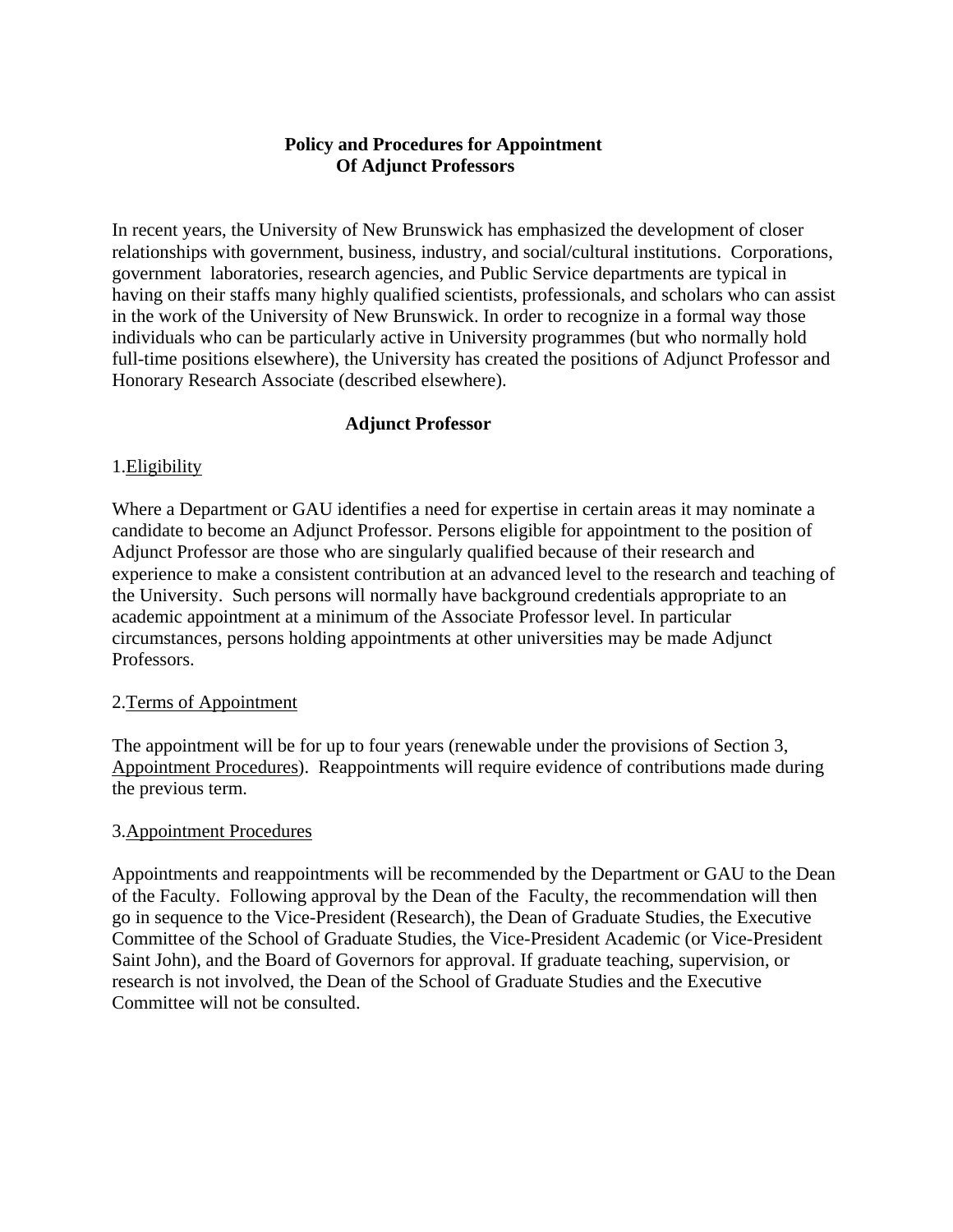# Policy and Procedures for Appointment Of Adjunct Professors

In recent years, the University of New Brunswick has emphasized the development of closer relationships with government, business, industry, and social/cultural institutions. Corporations, government laboratories, research agencies, and Public Service departments are typical in having on their staffs many highly qualified scientists, professionals, and scholars who can assist in the work of the University of New Brunswick. In order to recognize in a formal way those individuals who can be particularly active in University programmes (but who normally hold full-time positions elsewhere), the University has created the positions of Adjunct Professor and Honorary Research Associate (described elsewhere).

## Adjunct Professor

### 1. Eligibility

Where a Department or GAU identifies a need for expertise in certain areas it may nominate a candidate to become an Adjunct Professor. Persons eligible for appointment to the position of Adjunct Professor are those who are singularly qualified because of their research and experience to make a consistent contribution at an advanced level to the research and teaching of the University. Such persons will normally have background credentials appropriate to an academic appointment at a minimum of the Associate Professor level. In particular circumstances, persons holding appointments at other universities may be made Adjunct Professors.

### 2. Terms of Appointment

The appointment will be for up to four years (renewable under the provisions of Section 3, Appointment Procedures). Reappointments will require evidence of contributions made during the previous term.

### 3. Appointment Procedures

Appointments and reappointments will be recommended by the Department or GAU to the Dean of the Faculty. Following approval by the Dean of the Faculty, the recommendation will then go in sequence to the Vice-President (Research), the Dean of Graduate Studies, the Executive Committee of the School of Graduate Studies, the Vice-President Academic (or Vice-President Saint John), and the Board of Governors for approval. If graduate teaching, supervision, or research is not involved, the Dean of the School of Graduate Studies and the Executive Committee will not be consulted.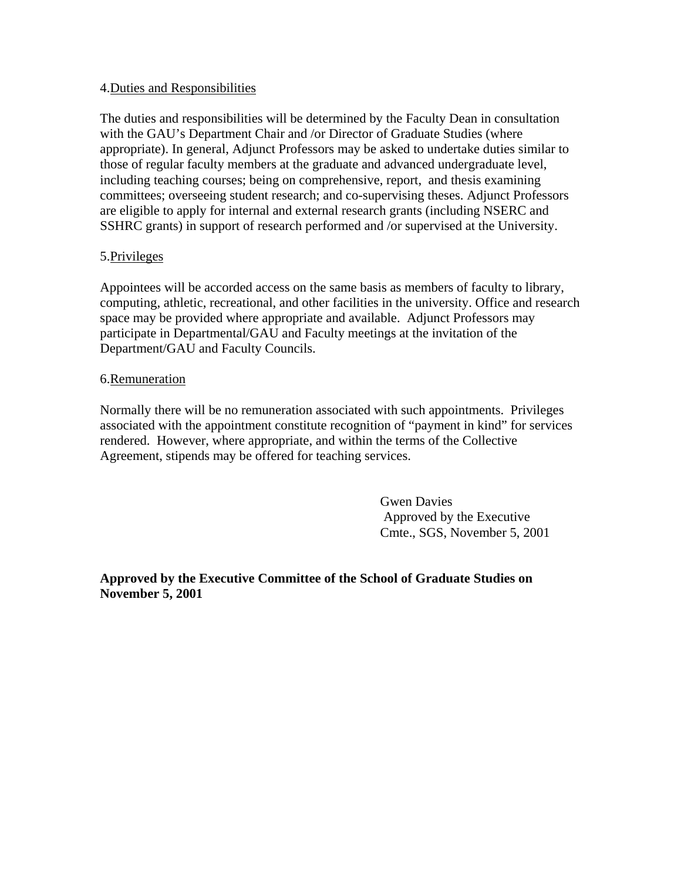4. Duties and Responsibilities

The duties and responsibilities will be determined by the Faculty Dean in consultation with the GAU's Department Chair and /or Director of Graduate Studies (where appropriate). In general, Adjunct Professors may be asked to undertake duties similar to those of regular faculty members at the graduate and advanced undergraduate level, including teaching courses; being on comprehensive, report, and thesis examining committees; overseeing student research; and co-supervising theses. Adjunct Professors are eligible to apply for internal and external research grants (including NSERC and SSHRC grants) in support of research performed and /or supervised at the University.

5. Privileges

Appointees will be accorded access on the same basis as members of faculty to library, computing, athletic, recreational, and other facilities in the university. Office and research space may be provided where appropriate and available. Adjunct Professors may participate in Departmental/GAU and Faculty meetings at the invitation of the Department/GAU and Faculty Councils.

6. Remuneration

Normally there will be no remuneration associated with such appointments. Privileges associated with the appointment constitute recognition of "payment in kind" for services rendered. However, where appropriate, and within the terms of the Collective Agreement, stipends may be offered for teaching services.

Gwen Davies
Approved by the Executive
Cmte., SGS, November 5, 2001

**Approved by the Executive Committee of the School of Graduate Studies on November 5, 2001**